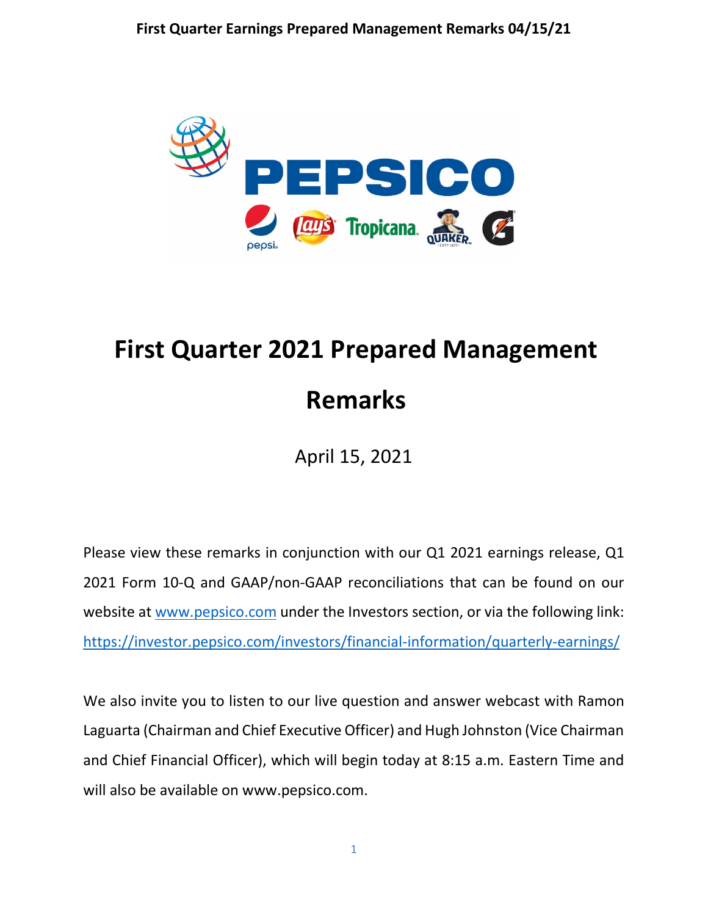# First Quarter 2021 Prepared Management Remarks

April 15, 2021

Please view these remarks in conjunction with our Q1 2021 earnings release, Q1 2021 Form 10-Q and GAAP/non-GAAP reconciliations that can be found on our website at www.pepsico.com under the Investors section, or via the following link: https://investor.pepsico.com/investors/financial-information/quarterly-earnings/

We also invite you to listen to our live question and answer webcast with Ramon Laguarta (Chairman and Chief Executive Officer) and Hugh Johnston (Vice Chairman and Chief Financial Officer), which will begin today at 8:15 a.m. Eastern Time and will also be available on www.pepsico.com.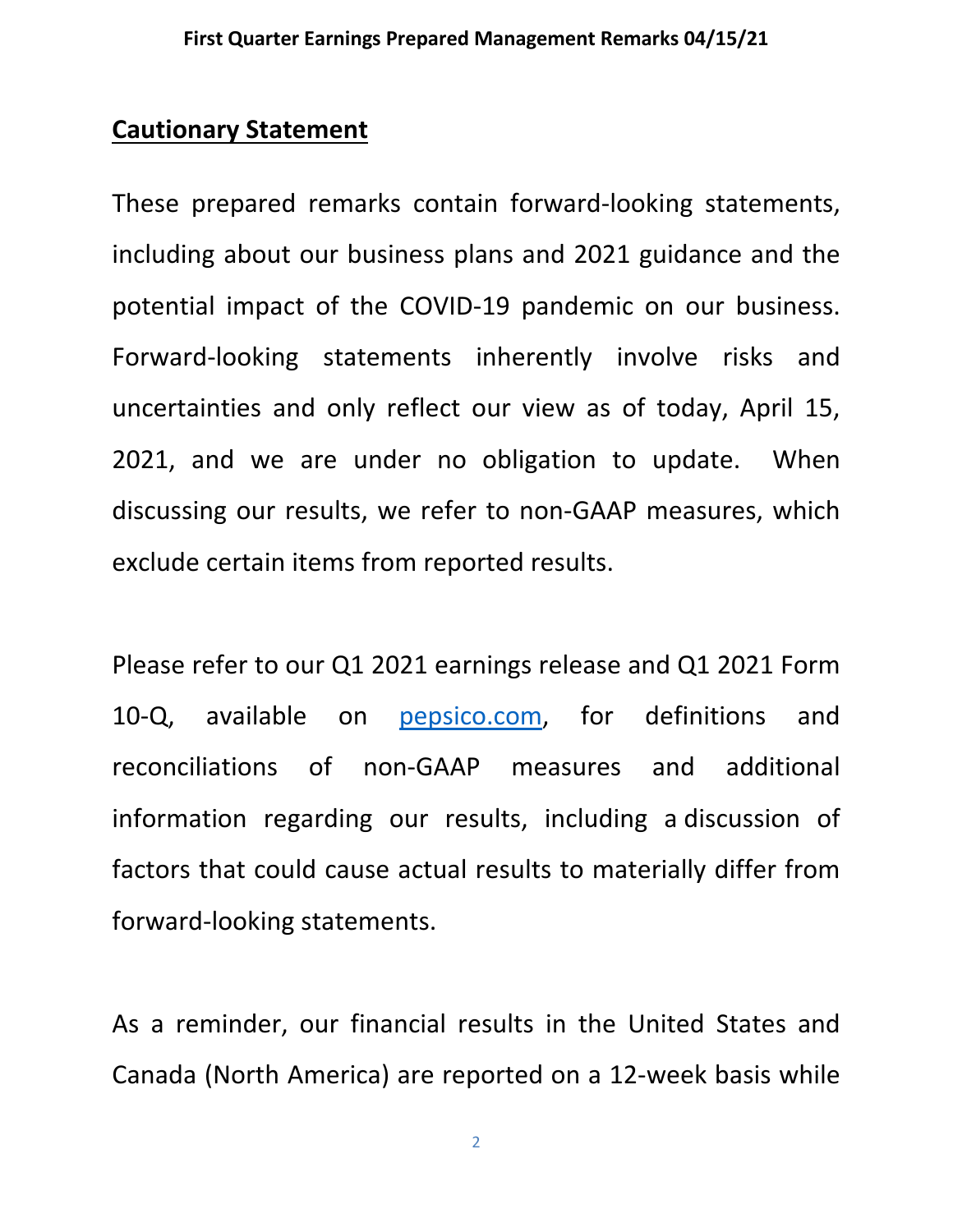## Cautionary Statement

These prepared remarks contain forward-looking statements, including about our business plans and 2021 guidance and the potential impact of the COVID-19 pandemic on our business. Forward-looking statements inherently involve risks and uncertainties and only reflect our view as of today, April 15, 2021, and we are under no obligation to update. When discussing our results, we refer to non-GAAP measures, which exclude certain items from reported results.

Please refer to our Q1 2021 earnings release and Q1 2021 Form 10-Q, available on [pepsico.com](pepsico.com), for definitions and reconciliations of non-GAAP measures and additional information regarding our results, including a discussion of factors that could cause actual results to materially differ from forward-looking statements.

As a reminder, our financial results in the United States and Canada (North America) are reported on a 12-week basis while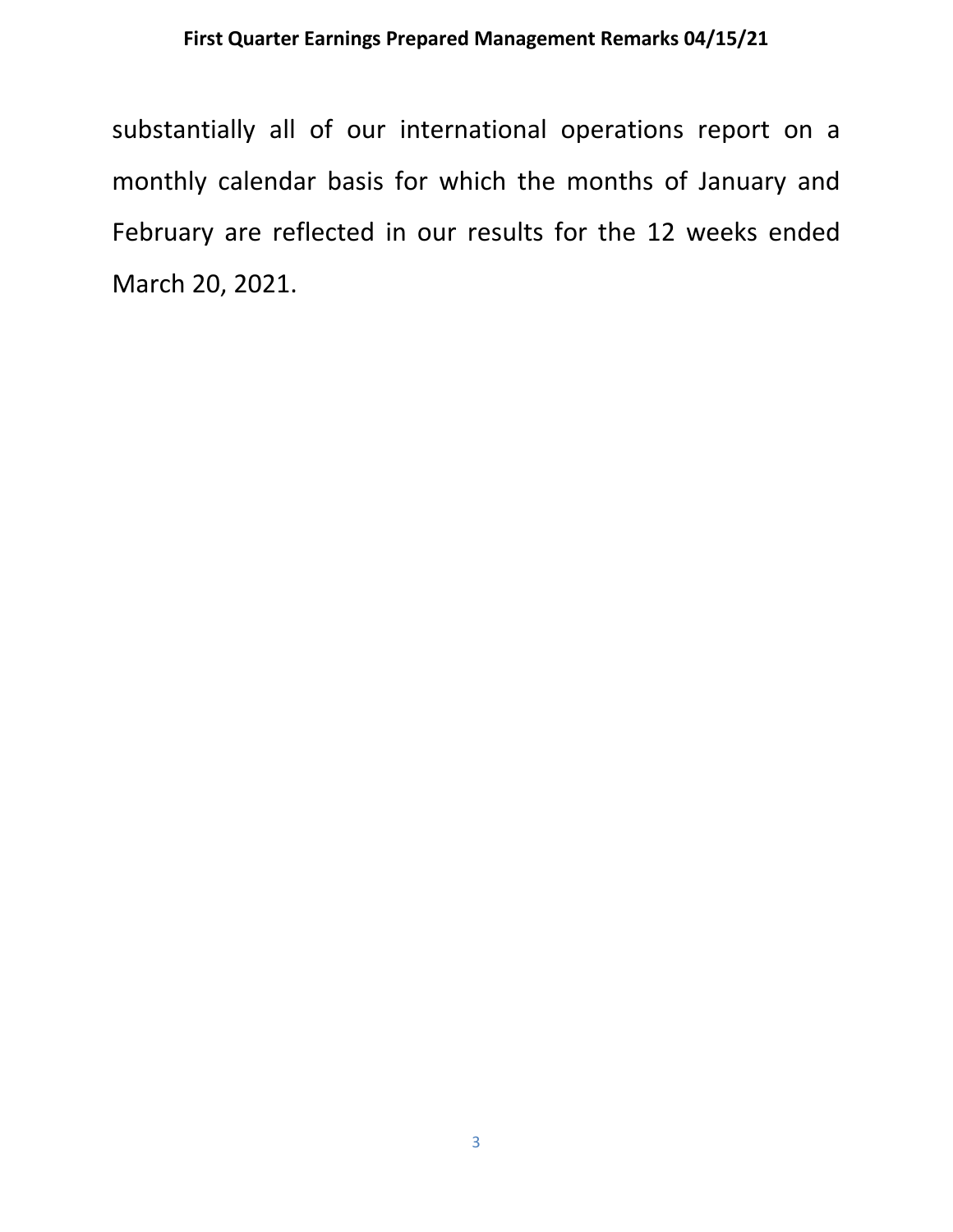substantially all of our international operations report on a monthly calendar basis for which the months of January and February are reflected in our results for the 12 weeks ended March 20, 2021.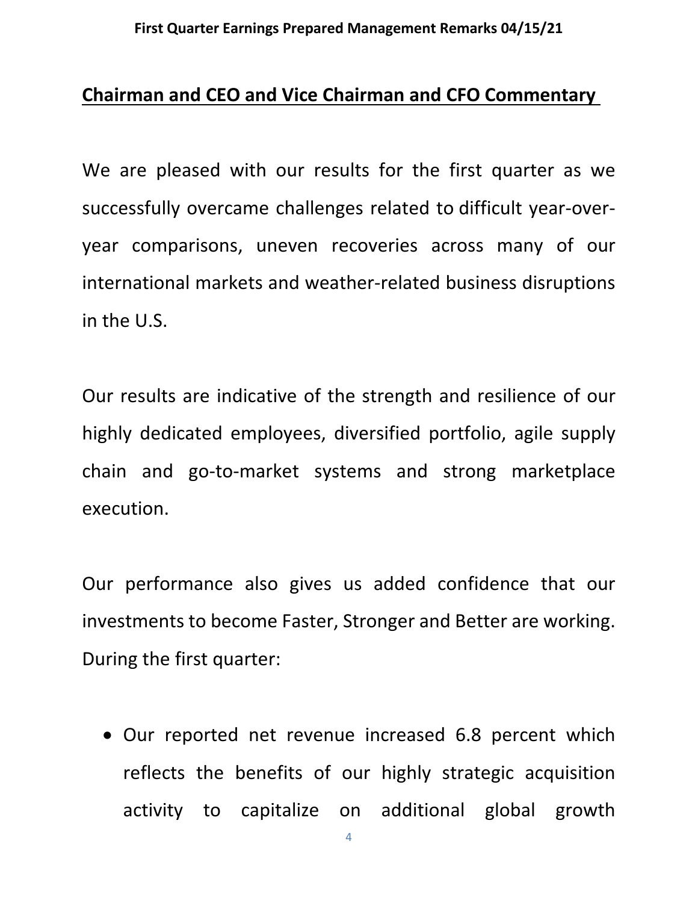## Chairman and CEO and Vice Chairman and CFO Commentary

We are pleased with our results for the first quarter as we successfully overcame challenges related to difficult year-over-year comparisons, uneven recoveries across many of our international markets and weather-related business disruptions in the U.S.

Our results are indicative of the strength and resilience of our highly dedicated employees, diversified portfolio, agile supply chain and go-to-market systems and strong marketplace execution.

Our performance also gives us added confidence that our investments to become Faster, Stronger and Better are working. During the first quarter:

- Our reported net revenue increased 6.8 percent which reflects the benefits of our highly strategic acquisition activity to capitalize on additional global growth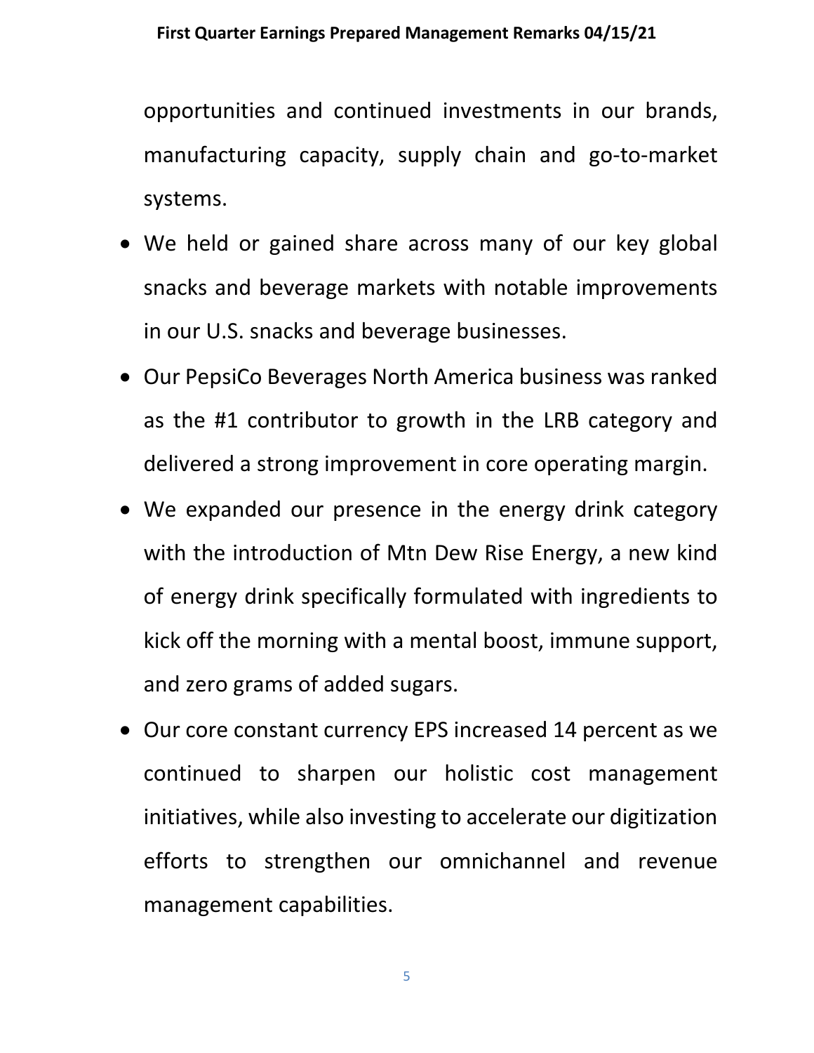opportunities and continued investments in our brands, manufacturing capacity, supply chain and go-to-market systems.

- We held or gained share across many of our key global snacks and beverage markets with notable improvements in our U.S. snacks and beverage businesses.
- Our PepsiCo Beverages North America business was ranked as the #1 contributor to growth in the LRB category and delivered a strong improvement in core operating margin.
- We expanded our presence in the energy drink category with the introduction of Mtn Dew Rise Energy, a new kind of energy drink specifically formulated with ingredients to kick off the morning with a mental boost, immune support, and zero grams of added sugars.
- Our core constant currency EPS increased 14 percent as we continued to sharpen our holistic cost management initiatives, while also investing to accelerate our digitization efforts to strengthen our omnichannel and revenue management capabilities.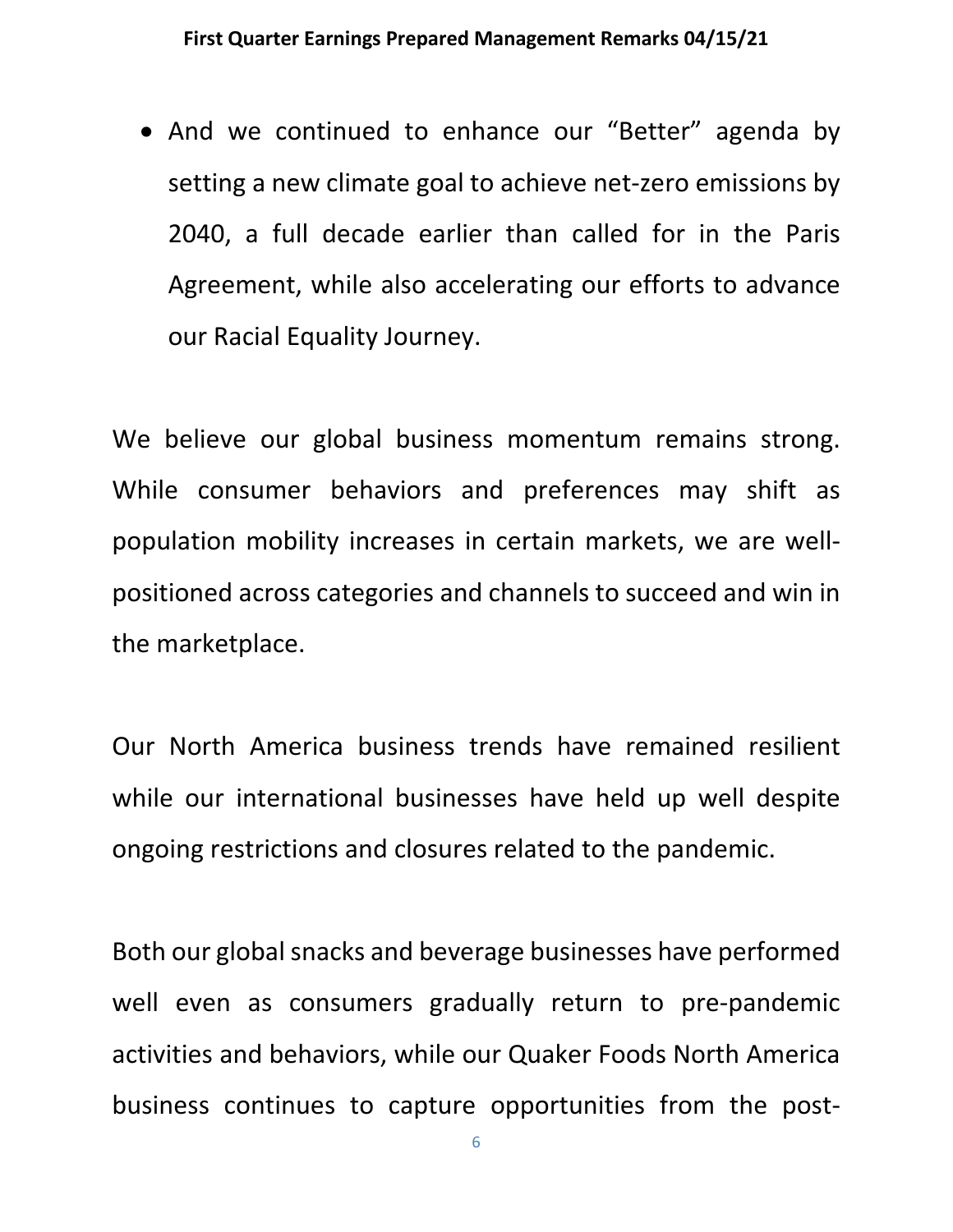- And we continued to enhance our “Better” agenda by setting a new climate goal to achieve net-zero emissions by 2040, a full decade earlier than called for in the Paris Agreement, while also accelerating our efforts to advance our Racial Equality Journey.

We believe our global business momentum remains strong. While consumer behaviors and preferences may shift as population mobility increases in certain markets, we are well-positioned across categories and channels to succeed and win in the marketplace.

Our North America business trends have remained resilient while our international businesses have held up well despite ongoing restrictions and closures related to the pandemic.

Both our global snacks and beverage businesses have performed well even as consumers gradually return to pre-pandemic activities and behaviors, while our Quaker Foods North America business continues to capture opportunities from the post-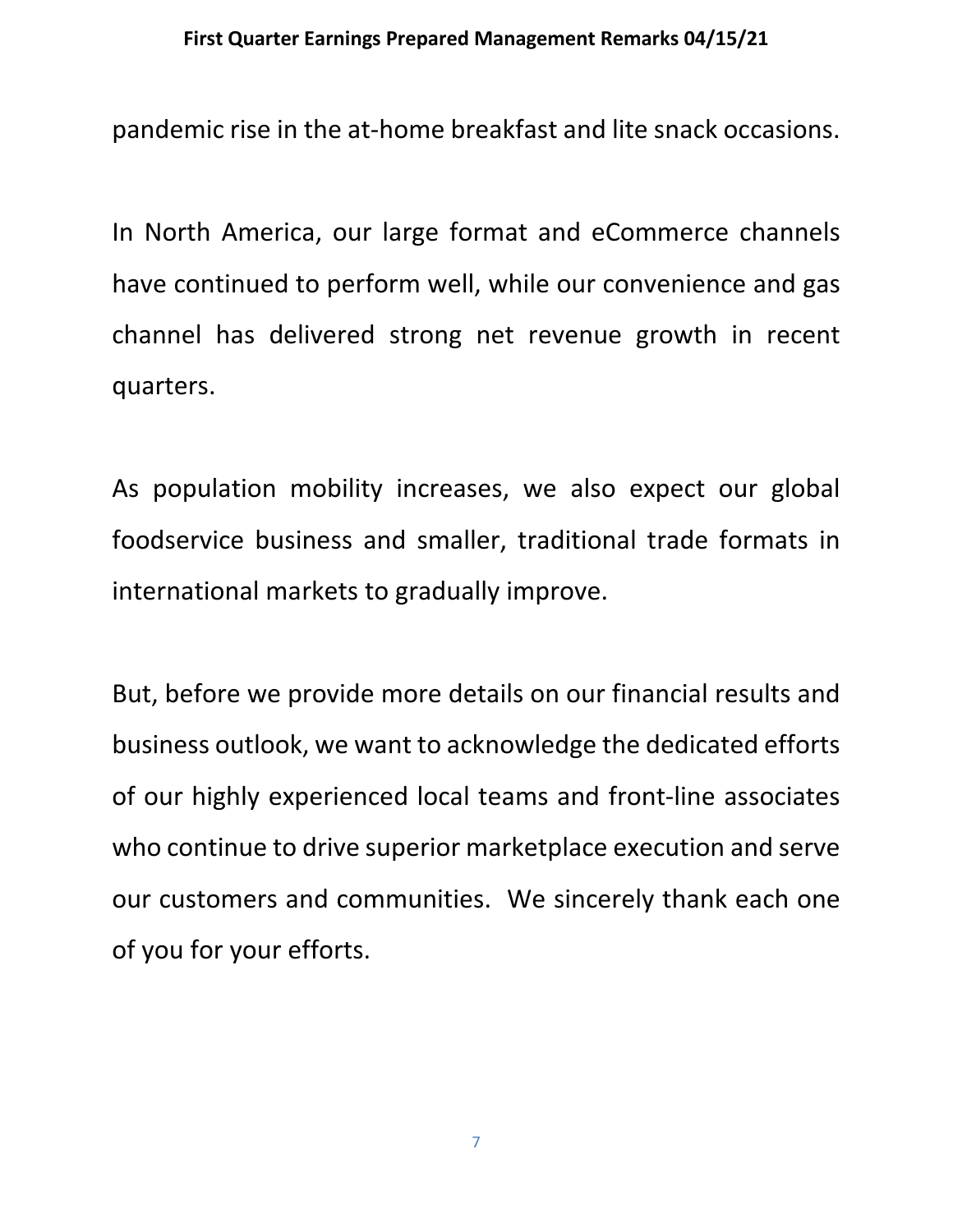pandemic rise in the at-home breakfast and lite snack occasions.

In North America, our large format and eCommerce channels have continued to perform well, while our convenience and gas channel has delivered strong net revenue growth in recent quarters.

As population mobility increases, we also expect our global foodservice business and smaller, traditional trade formats in international markets to gradually improve.

But, before we provide more details on our financial results and business outlook, we want to acknowledge the dedicated efforts of our highly experienced local teams and front-line associates who continue to drive superior marketplace execution and serve our customers and communities. We sincerely thank each one of you for your efforts.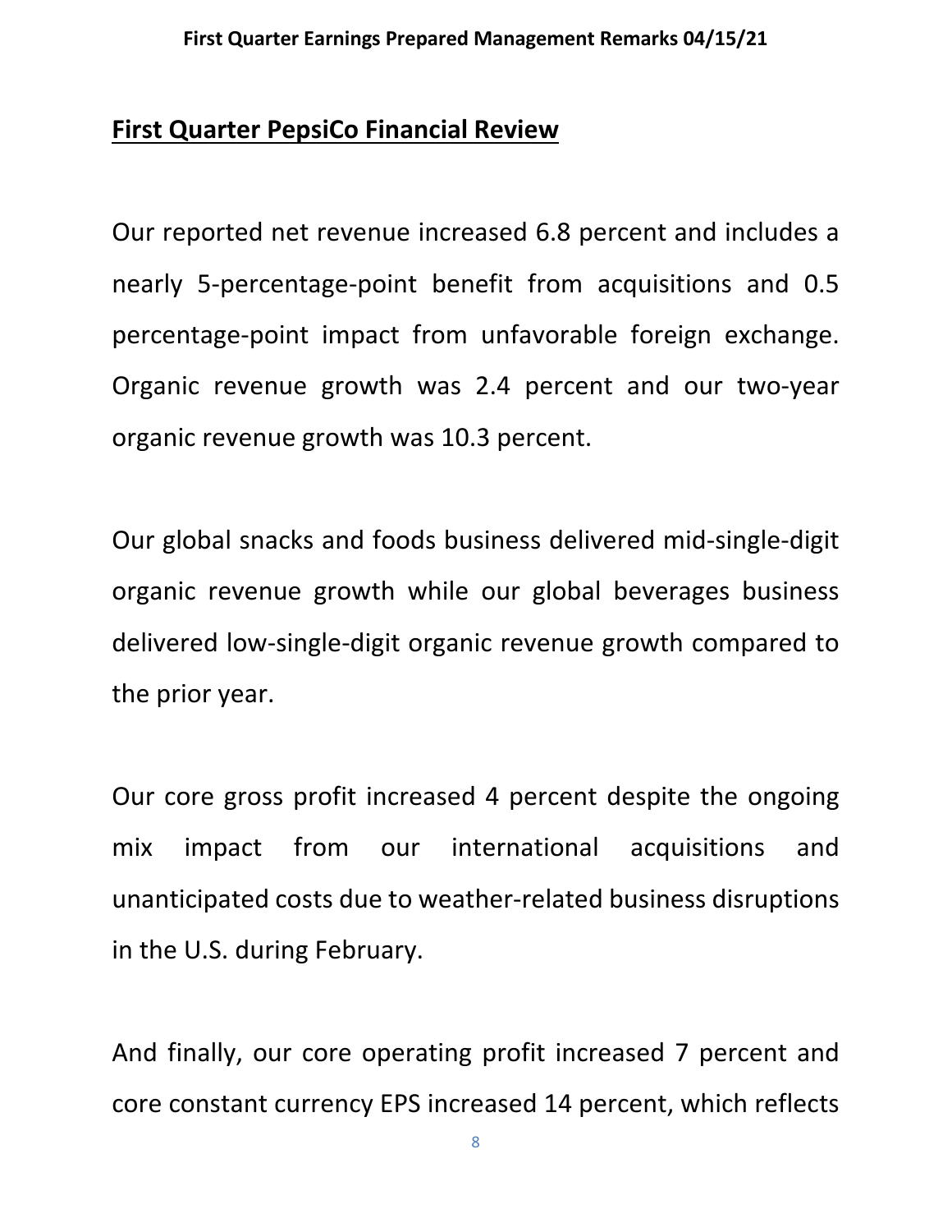## First Quarter PepsiCo Financial Review

Our reported net revenue increased 6.8 percent and includes a nearly 5-percentage-point benefit from acquisitions and 0.5 percentage-point impact from unfavorable foreign exchange. Organic revenue growth was 2.4 percent and our two-year organic revenue growth was 10.3 percent.

Our global snacks and foods business delivered mid-single-digit organic revenue growth while our global beverages business delivered low-single-digit organic revenue growth compared to the prior year.

Our core gross profit increased 4 percent despite the ongoing mix impact from our international acquisitions and unanticipated costs due to weather-related business disruptions in the U.S. during February.

And finally, our core operating profit increased 7 percent and core constant currency EPS increased 14 percent, which reflects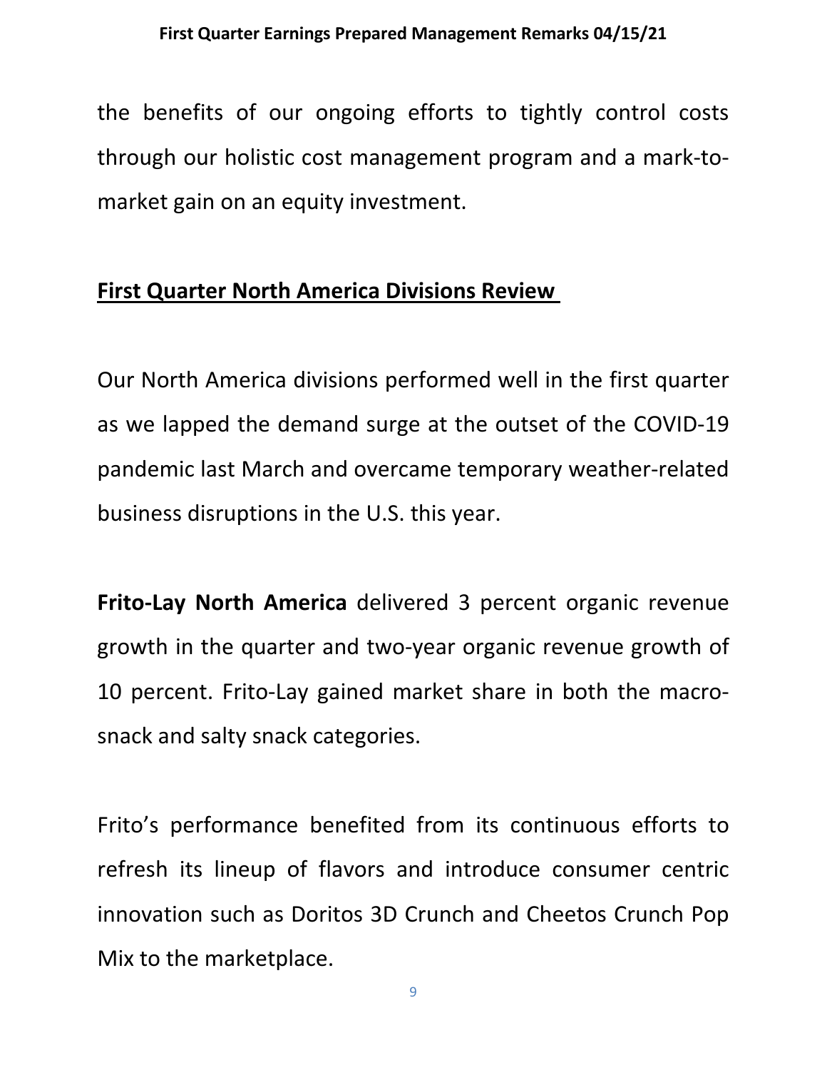the benefits of our ongoing efforts to tightly control costs through our holistic cost management program and a mark-to-market gain on an equity investment.

## First Quarter North America Divisions Review

Our North America divisions performed well in the first quarter as we lapped the demand surge at the outset of the COVID-19 pandemic last March and overcame temporary weather-related business disruptions in the U.S. this year.

**Frito-Lay North America** delivered 3 percent organic revenue growth in the quarter and two-year organic revenue growth of 10 percent. Frito-Lay gained market share in both the macro-snack and salty snack categories.

Frito's performance benefited from its continuous efforts to refresh its lineup of flavors and introduce consumer centric innovation such as Doritos 3D Crunch and Cheetos Crunch Pop Mix to the marketplace.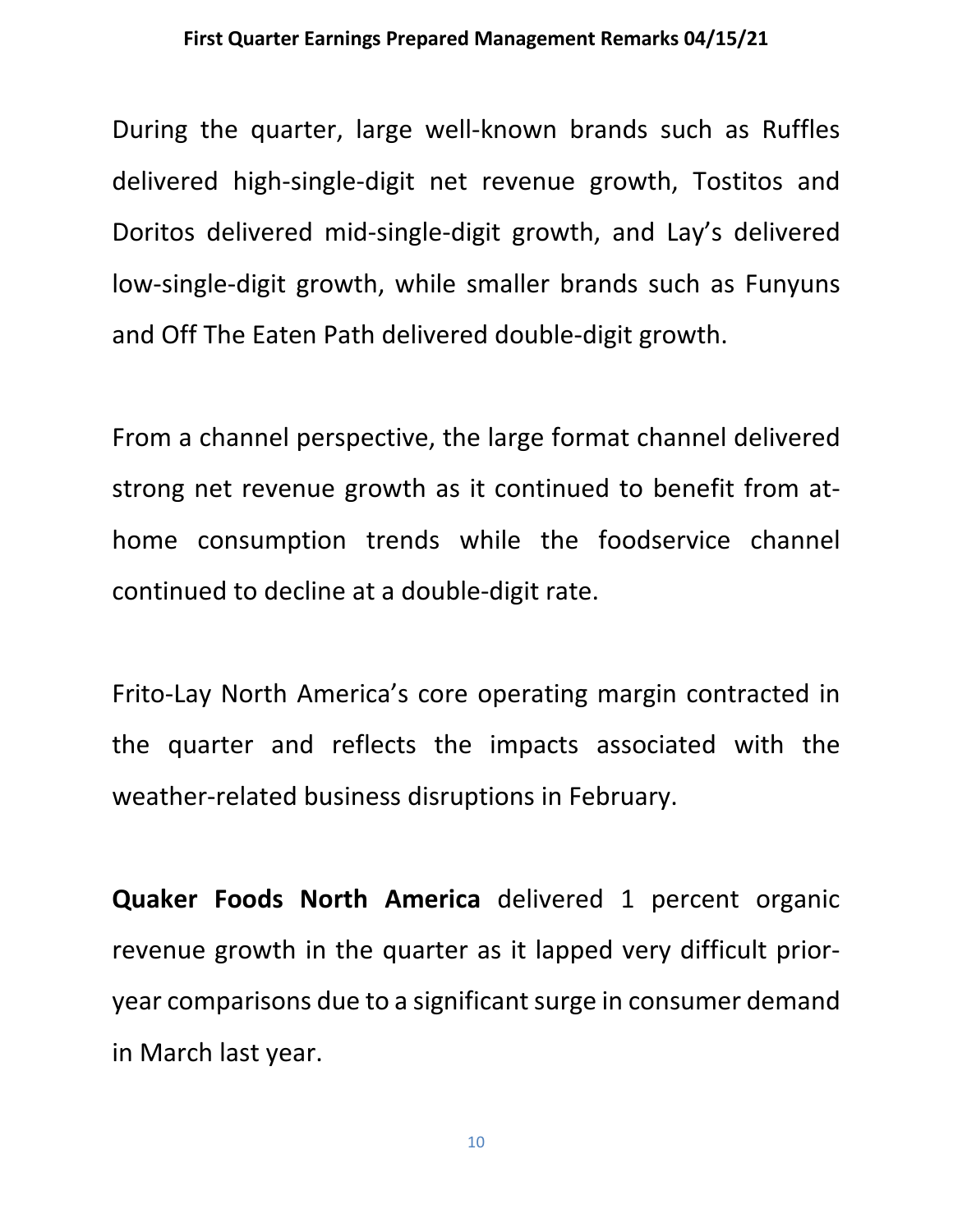During the quarter, large well-known brands such as Ruffles delivered high-single-digit net revenue growth, Tostitos and Doritos delivered mid-single-digit growth, and Lay's delivered low-single-digit growth, while smaller brands such as Funyuns and Off The Eaten Path delivered double-digit growth.

From a channel perspective, the large format channel delivered strong net revenue growth as it continued to benefit from at-home consumption trends while the foodservice channel continued to decline at a double-digit rate.

Frito-Lay North America's core operating margin contracted in the quarter and reflects the impacts associated with the weather-related business disruptions in February.

**Quaker Foods North America** delivered 1 percent organic revenue growth in the quarter as it lapped very difficult prior-year comparisons due to a significant surge in consumer demand in March last year.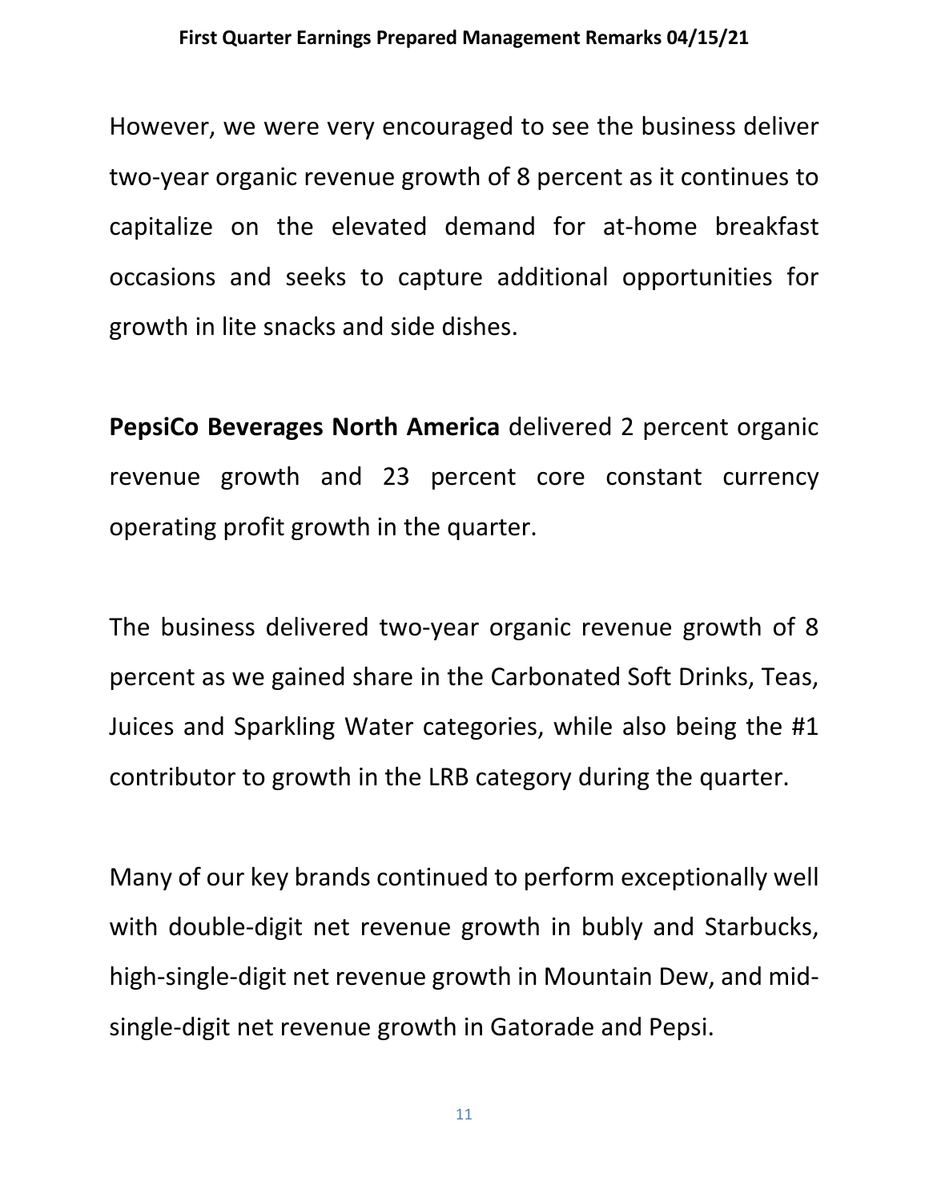However, we were very encouraged to see the business deliver two-year organic revenue growth of 8 percent as it continues to capitalize on the elevated demand for at-home breakfast occasions and seeks to capture additional opportunities for growth in lite snacks and side dishes.

**PepsiCo Beverages North America** delivered 2 percent organic revenue growth and 23 percent core constant currency operating profit growth in the quarter.

The business delivered two-year organic revenue growth of 8 percent as we gained share in the Carbonated Soft Drinks, Teas, Juices and Sparkling Water categories, while also being the #1 contributor to growth in the LRB category during the quarter.

Many of our key brands continued to perform exceptionally well with double-digit net revenue growth in bubly and Starbucks, high-single-digit net revenue growth in Mountain Dew, and mid-single-digit net revenue growth in Gatorade and Pepsi.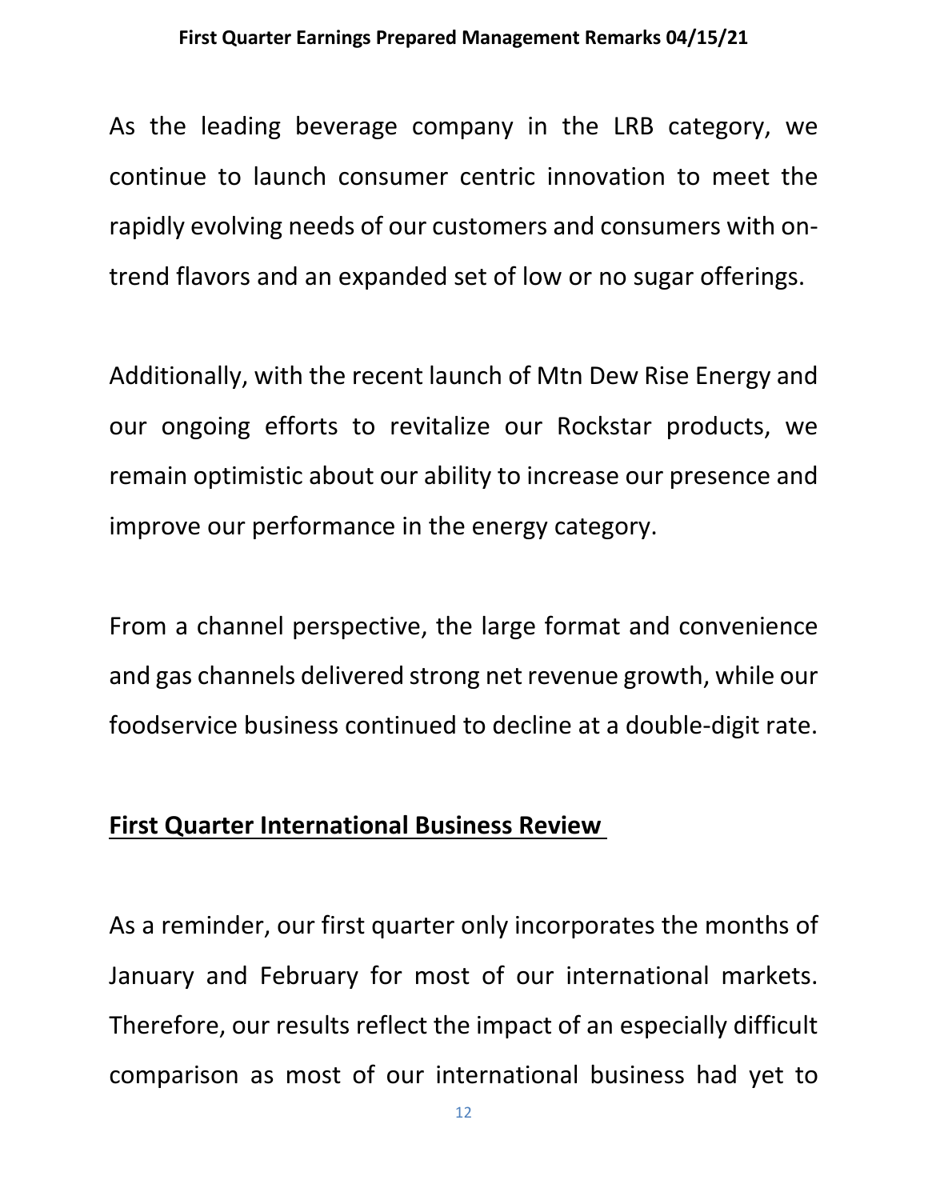As the leading beverage company in the LRB category, we continue to launch consumer centric innovation to meet the rapidly evolving needs of our customers and consumers with on-trend flavors and an expanded set of low or no sugar offerings.

Additionally, with the recent launch of Mtn Dew Rise Energy and our ongoing efforts to revitalize our Rockstar products, we remain optimistic about our ability to increase our presence and improve our performance in the energy category.

From a channel perspective, the large format and convenience and gas channels delivered strong net revenue growth, while our foodservice business continued to decline at a double-digit rate.

## First Quarter International Business Review

As a reminder, our first quarter only incorporates the months of January and February for most of our international markets. Therefore, our results reflect the impact of an especially difficult comparison as most of our international business had yet to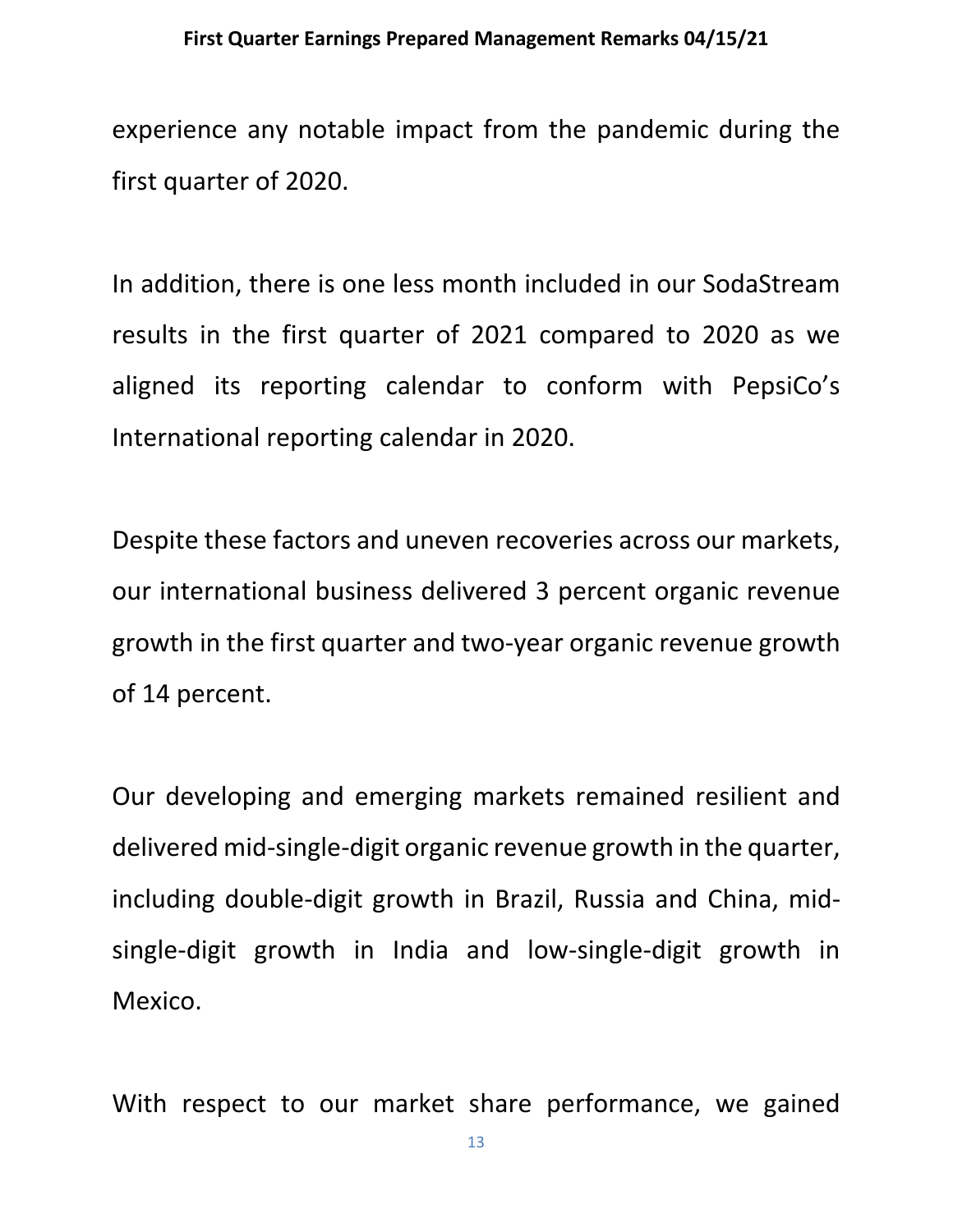experience any notable impact from the pandemic during the first quarter of 2020.

In addition, there is one less month included in our SodaStream results in the first quarter of 2021 compared to 2020 as we aligned its reporting calendar to conform with PepsiCo's International reporting calendar in 2020.

Despite these factors and uneven recoveries across our markets, our international business delivered 3 percent organic revenue growth in the first quarter and two-year organic revenue growth of 14 percent.

Our developing and emerging markets remained resilient and delivered mid-single-digit organic revenue growth in the quarter, including double-digit growth in Brazil, Russia and China, mid-single-digit growth in India and low-single-digit growth in Mexico.

With respect to our market share performance, we gained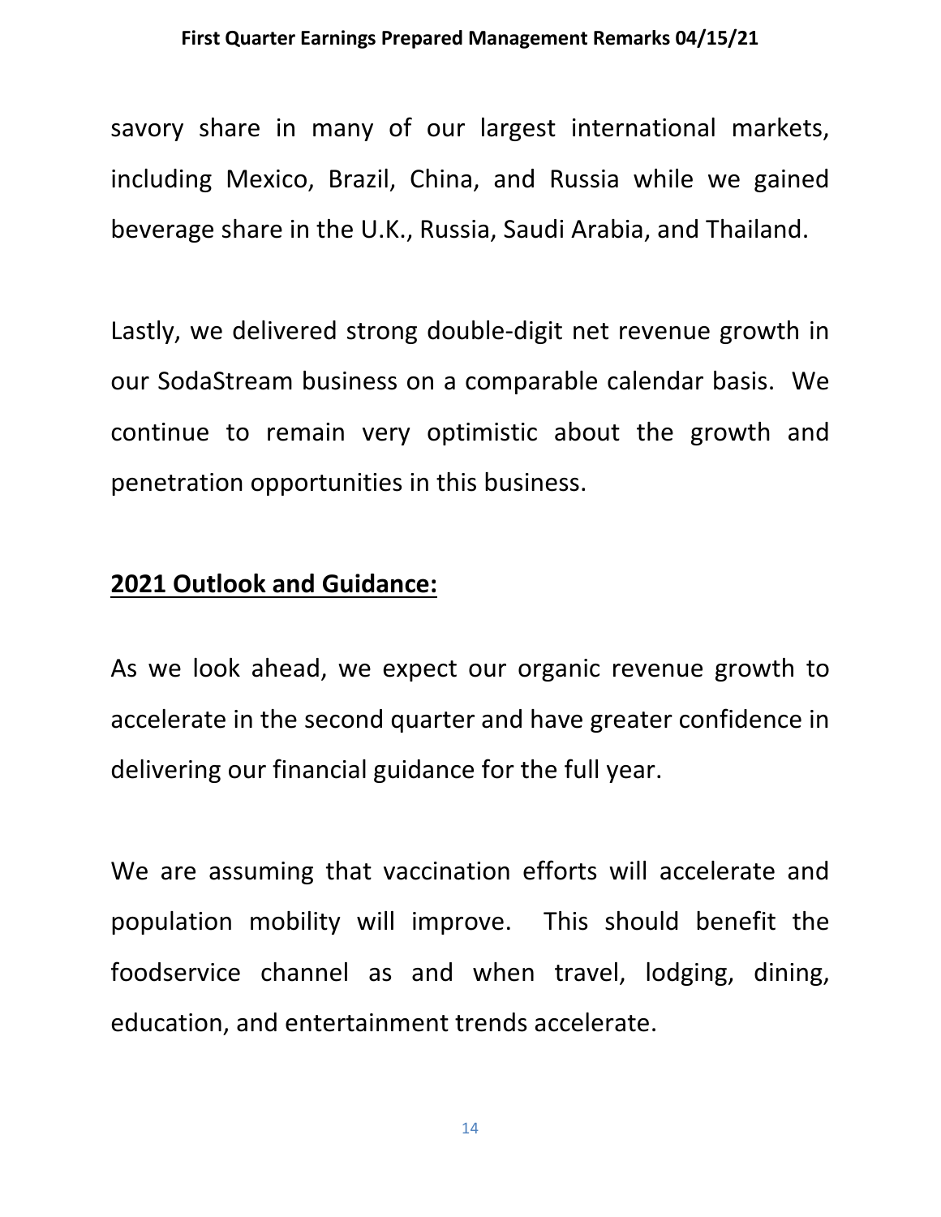savory share in many of our largest international markets, including Mexico, Brazil, China, and Russia while we gained beverage share in the U.K., Russia, Saudi Arabia, and Thailand.

Lastly, we delivered strong double-digit net revenue growth in our SodaStream business on a comparable calendar basis. We continue to remain very optimistic about the growth and penetration opportunities in this business.

## 2021 Outlook and Guidance:

As we look ahead, we expect our organic revenue growth to accelerate in the second quarter and have greater confidence in delivering our financial guidance for the full year.

We are assuming that vaccination efforts will accelerate and population mobility will improve. This should benefit the foodservice channel as and when travel, lodging, dining, education, and entertainment trends accelerate.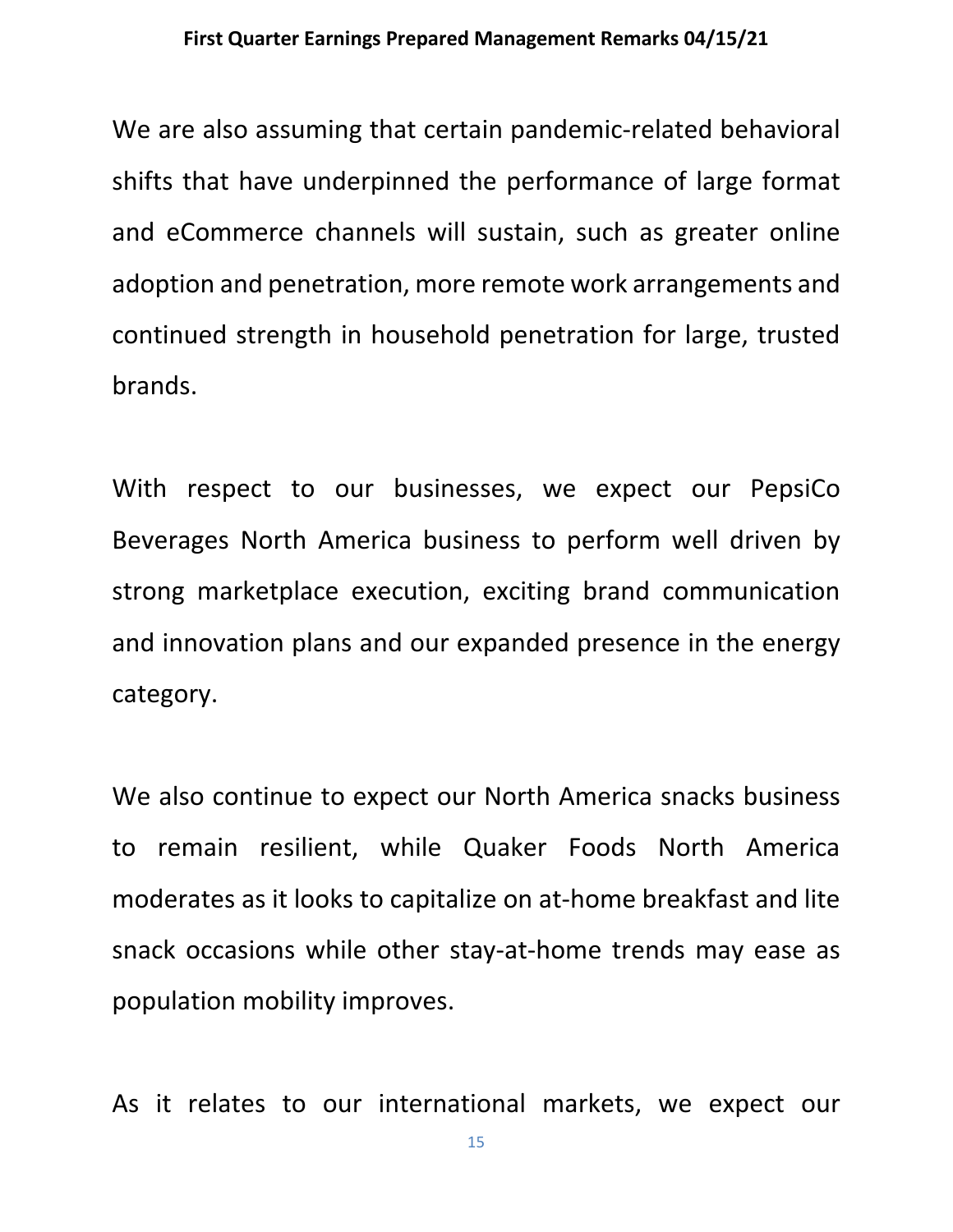We are also assuming that certain pandemic-related behavioral shifts that have underpinned the performance of large format and eCommerce channels will sustain, such as greater online adoption and penetration, more remote work arrangements and continued strength in household penetration for large, trusted brands.

With respect to our businesses, we expect our PepsiCo Beverages North America business to perform well driven by strong marketplace execution, exciting brand communication and innovation plans and our expanded presence in the energy category.

We also continue to expect our North America snacks business to remain resilient, while Quaker Foods North America moderates as it looks to capitalize on at-home breakfast and lite snack occasions while other stay-at-home trends may ease as population mobility improves.

As it relates to our international markets, we expect our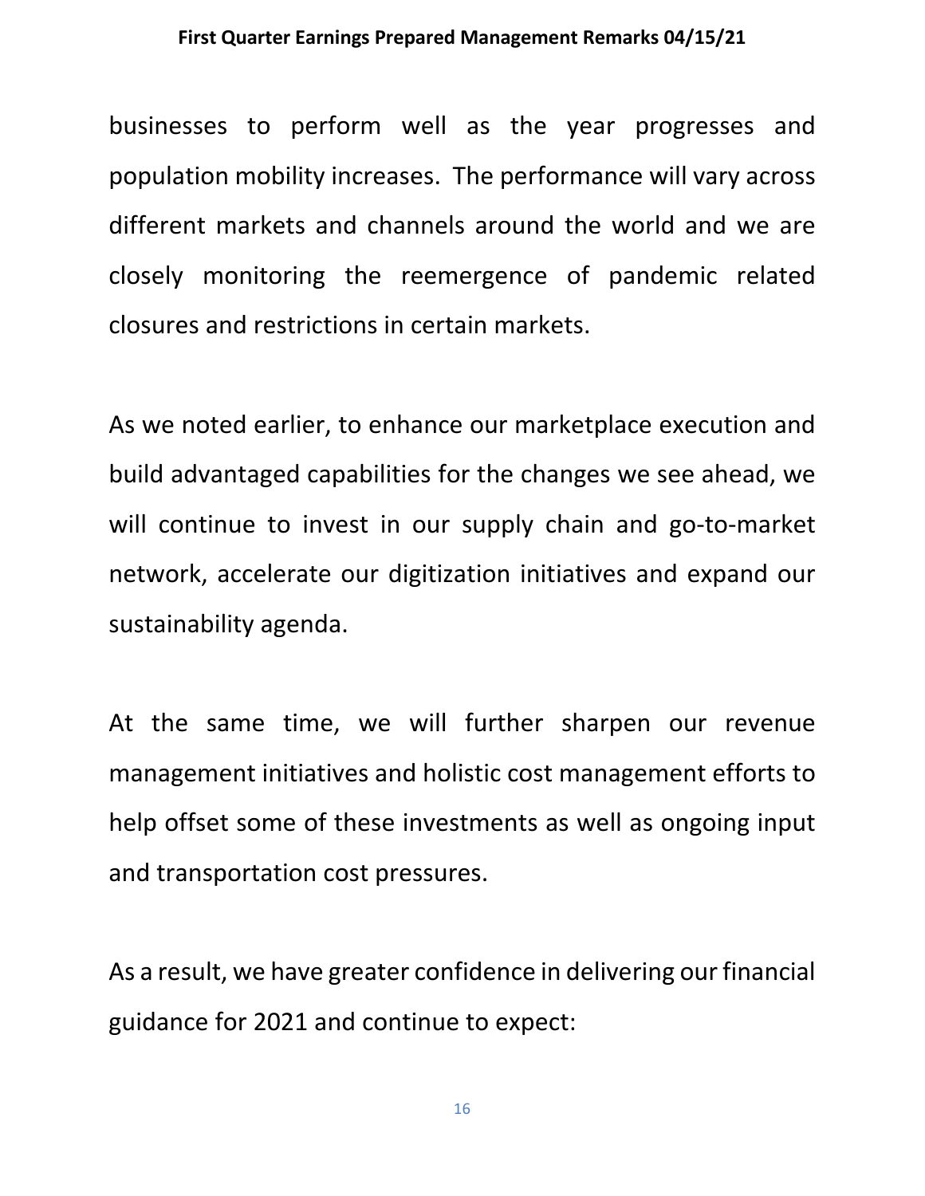businesses to perform well as the year progresses and population mobility increases. The performance will vary across different markets and channels around the world and we are closely monitoring the reemergence of pandemic related closures and restrictions in certain markets.

As we noted earlier, to enhance our marketplace execution and build advantaged capabilities for the changes we see ahead, we will continue to invest in our supply chain and go-to-market network, accelerate our digitization initiatives and expand our sustainability agenda.

At the same time, we will further sharpen our revenue management initiatives and holistic cost management efforts to help offset some of these investments as well as ongoing input and transportation cost pressures.

As a result, we have greater confidence in delivering our financial guidance for 2021 and continue to expect: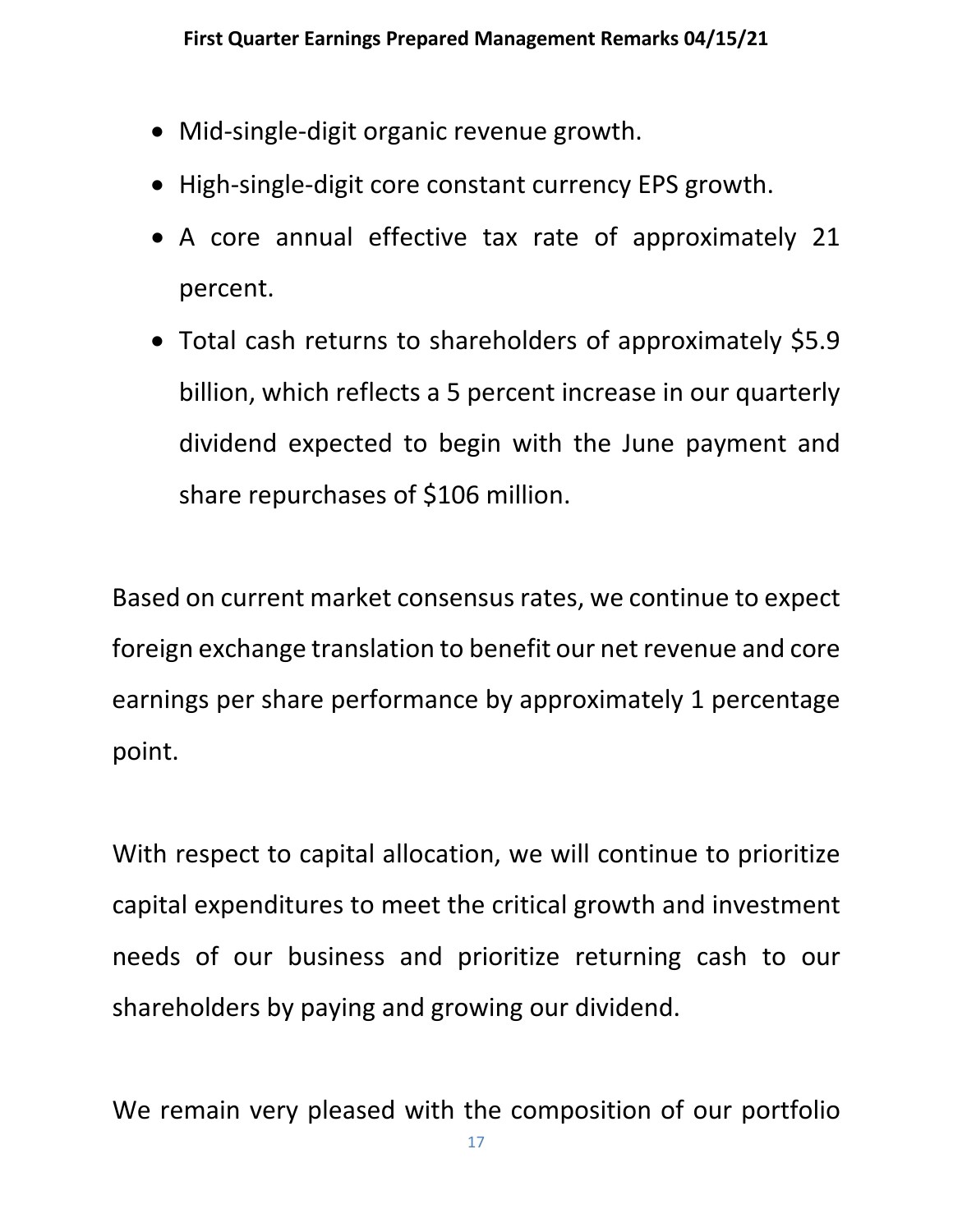- Mid-single-digit organic revenue growth.
- High-single-digit core constant currency EPS growth.
- A core annual effective tax rate of approximately 21 percent.
- Total cash returns to shareholders of approximately $5.9 billion, which reflects a 5 percent increase in our quarterly dividend expected to begin with the June payment and share repurchases of $106 million.

Based on current market consensus rates, we continue to expect foreign exchange translation to benefit our net revenue and core earnings per share performance by approximately 1 percentage point.

With respect to capital allocation, we will continue to prioritize capital expenditures to meet the critical growth and investment needs of our business and prioritize returning cash to our shareholders by paying and growing our dividend.

We remain very pleased with the composition of our portfolio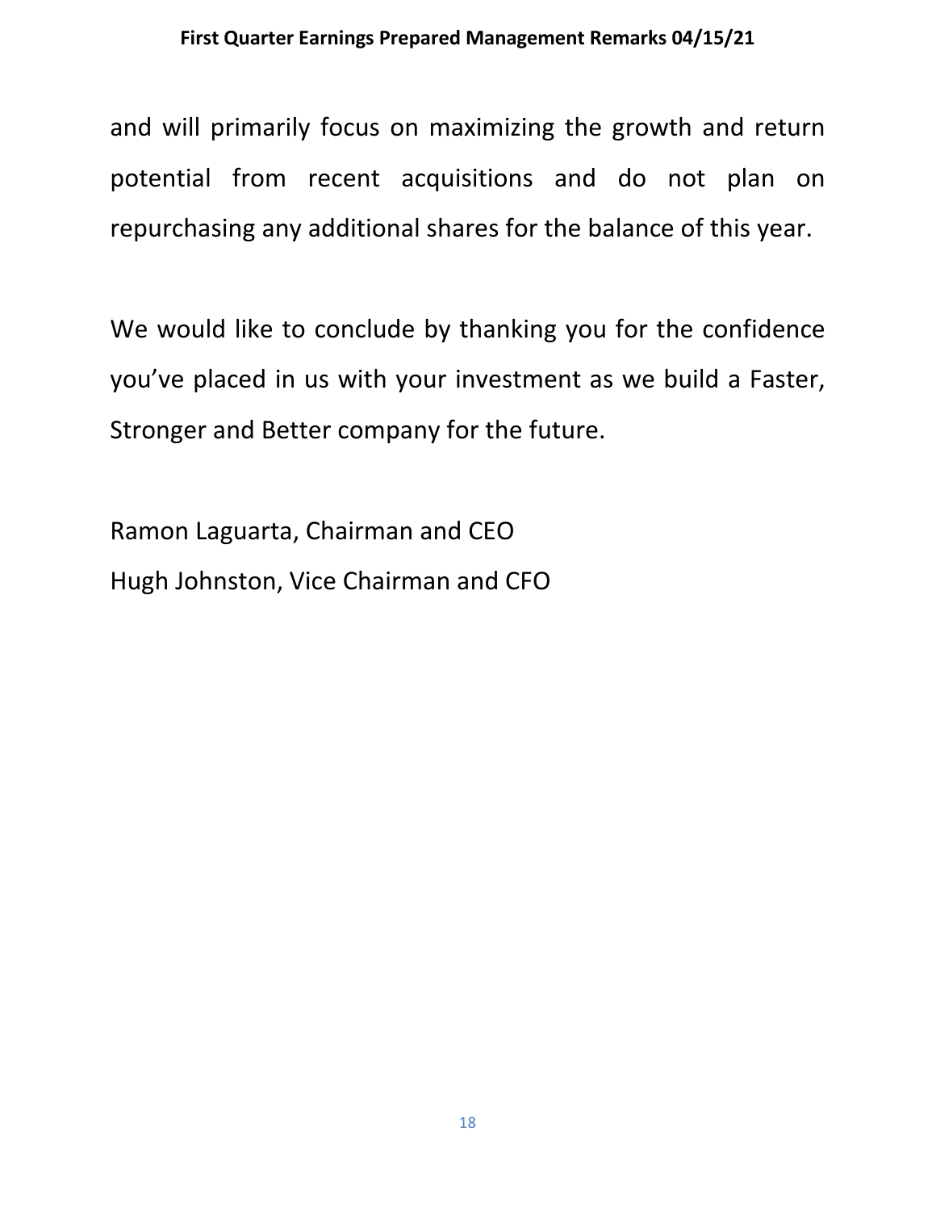and will primarily focus on maximizing the growth and return potential from recent acquisitions and do not plan on repurchasing any additional shares for the balance of this year.

We would like to conclude by thanking you for the confidence you've placed in us with your investment as we build a Faster, Stronger and Better company for the future.

Ramon Laguarta, Chairman and CEO  
Hugh Johnston, Vice Chairman and CFO